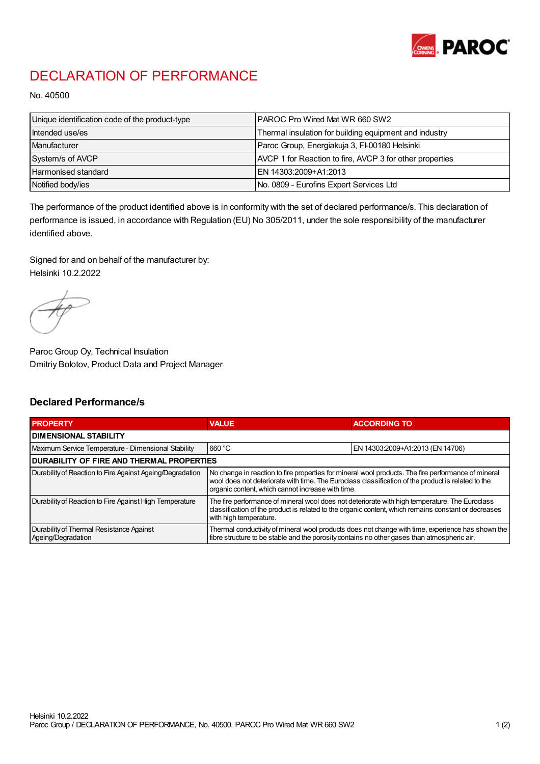# DECLARATION OF PERFORMANCE

No. 40500

| | |
|---|---|
| Unique identification code of the product-type | PAROC Pro Wired Mat WR 660 SW2 |
| Intended use/es | Thermal insulation for building equipment and industry |
| Manufacturer | Paroc Group, Energiakuja 3, FI-00180 Helsinki |
| System/s of AVCP | AVCP 1 for Reaction to fire, AVCP 3 for other properties |
| Harmonised standard | EN 14303:2009+A1:2013 |
| Notified body/ies | No. 0809 - Eurofins Expert Services Ltd |

The performance of the product identified above is in conformity with the set of declared performance/s. This declaration of performance is issued, in accordance with Regulation (EU) No 305/2011, under the sole responsibility of the manufacturer identified above.

Signed for and on behalf of the manufacturer by:
Helsinki 10.2.2022

Paroc Group Oy, Technical Insulation
Dmitriy Bolotov, Product Data and Project Manager

## Declared Performance/s

| PROPERTY | VALUE | ACCORDING TO |
|---|---|---|
| **DIMENSIONAL STABILITY** | | |
| Maximum Service Temperature - Dimensional Stability | 660 °C | EN 14303:2009+A1:2013 (EN 14706) |
| **DURABILITY OF FIRE AND THERMAL PROPERTIES** | | |
| Durability of Reaction to Fire Against Ageing/Degradation | No change in reaction to fire properties for mineral wool products. The fire performance of mineral wool does not deteriorate with time. The Euroclass classification of the product is related to the organic content, which cannot increase with time. | |
| Durability of Reaction to Fire Against High Temperature | The fire performance of mineral wool does not deteriorate with high temperature. The Euroclass classification of the product is related to the organic content, which remains constant or decreases with high temperature. | |
| Durability of Thermal Resistance Against Ageing/Degradation | Thermal conductivity of mineral wool products does not change with time, experience has shown the fibre structure to be stable and the porosity contains no other gases than atmospheric air. | |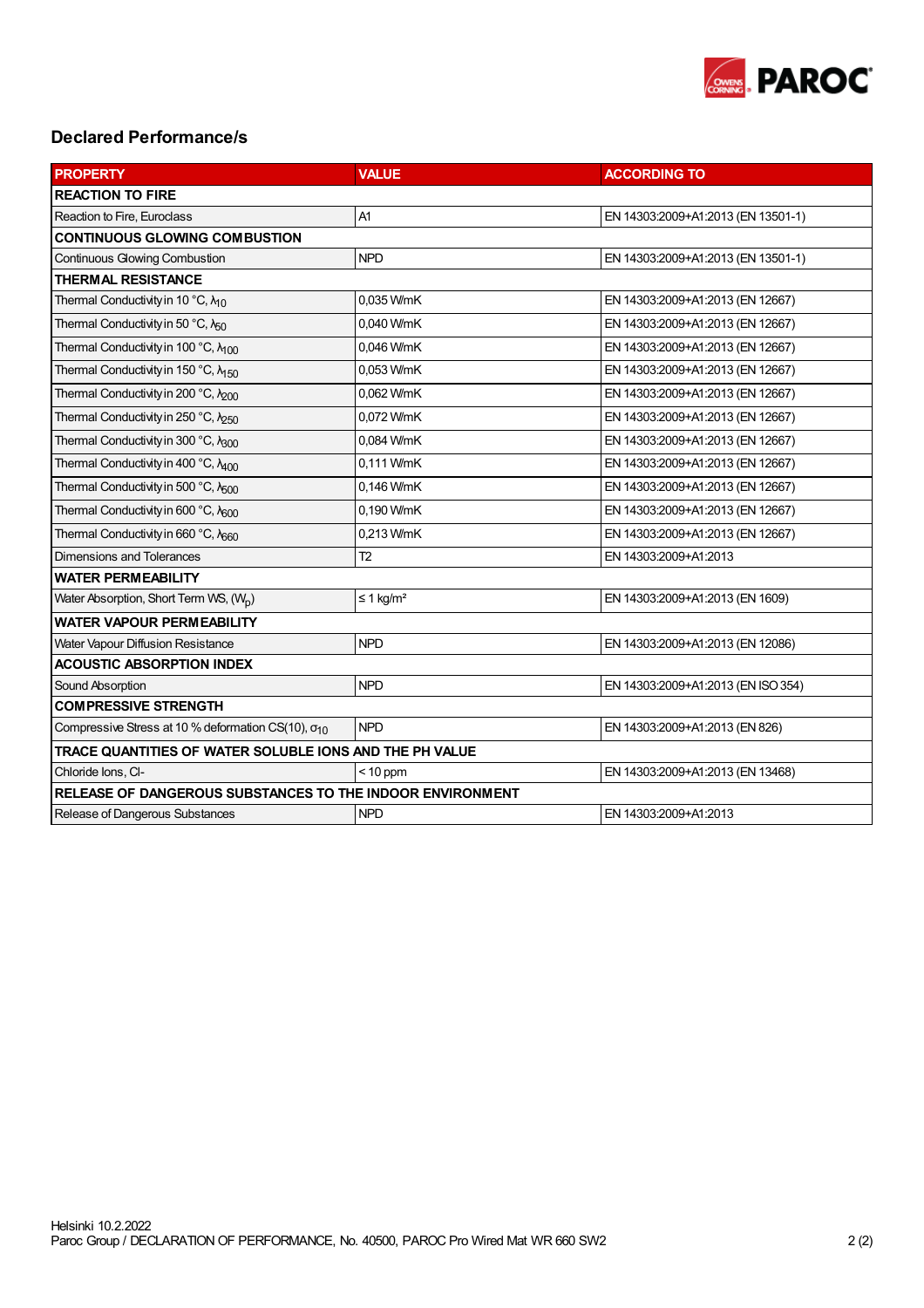## Declared Performance/s

| PROPERTY | VALUE | ACCORDING TO |
|---|---|---|
| **REACTION TO FIRE** | | |
| Reaction to Fire, Euroclass | A1 | EN 14303:2009+A1:2013 (EN 13501-1) |
| **CONTINUOUS GLOWING COMBUSTION** | | |
| Continuous Glowing Combustion | NPD | EN 14303:2009+A1:2013 (EN 13501-1) |
| **THERMAL RESISTANCE** | | |
| Thermal Conductivity in 10 °C, $\lambda_{10}$ | 0,035 W/mK | EN 14303:2009+A1:2013 (EN 12667) |
| Thermal Conductivity in 50 °C, $\lambda_{50}$ | 0,040 W/mK | EN 14303:2009+A1:2013 (EN 12667) |
| Thermal Conductivity in 100 °C, $\lambda_{100}$ | 0,046 W/mK | EN 14303:2009+A1:2013 (EN 12667) |
| Thermal Conductivity in 150 °C, $\lambda_{150}$ | 0,053 W/mK | EN 14303:2009+A1:2013 (EN 12667) |
| Thermal Conductivity in 200 °C, $\lambda_{200}$ | 0,062 W/mK | EN 14303:2009+A1:2013 (EN 12667) |
| Thermal Conductivity in 250 °C, $\lambda_{250}$ | 0,072 W/mK | EN 14303:2009+A1:2013 (EN 12667) |
| Thermal Conductivity in 300 °C, $\lambda_{300}$ | 0,084 W/mK | EN 14303:2009+A1:2013 (EN 12667) |
| Thermal Conductivity in 400 °C, $\lambda_{400}$ | 0,111 W/mK | EN 14303:2009+A1:2013 (EN 12667) |
| Thermal Conductivity in 500 °C, $\lambda_{500}$ | 0,146 W/mK | EN 14303:2009+A1:2013 (EN 12667) |
| Thermal Conductivity in 600 °C, $\lambda_{600}$ | 0,190 W/mK | EN 14303:2009+A1:2013 (EN 12667) |
| Thermal Conductivity in 660 °C, $\lambda_{660}$ | 0,213 W/mK | EN 14303:2009+A1:2013 (EN 12667) |
| Dimensions and Tolerances | T2 | EN 14303:2009+A1:2013 |
| **WATER PERMEABILITY** | | |
| Water Absorption, Short Term WS, ($W_p$) | ≤ 1 kg/m² | EN 14303:2009+A1:2013 (EN 1609) |
| **WATER VAPOUR PERMEABILITY** | | |
| Water Vapour Diffusion Resistance | NPD | EN 14303:2009+A1:2013 (EN 12086) |
| **ACOUSTIC ABSORPTION INDEX** | | |
| Sound Absorption | NPD | EN 14303:2009+A1:2013 (EN ISO 354) |
| **COMPRESSIVE STRENGTH** | | |
| Compressive Stress at 10 % deformation CS(10), $\sigma_{10}$ | NPD | EN 14303:2009+A1:2013 (EN 826) |
| **TRACE QUANTITIES OF WATER SOLUBLE IONS AND THE PH VALUE** | | |
| Chloride Ions, Cl- | < 10 ppm | EN 14303:2009+A1:2013 (EN 13468) |
| **RELEASE OF DANGEROUS SUBSTANCES TO THE INDOOR ENVIRONMENT** | | |
| Release of Dangerous Substances | NPD | EN 14303:2009+A1:2013 |

Helsinki 10.2.2022
Paroc Group / DECLARATION OF PERFORMANCE, No. 40500, PAROC Pro Wired Mat WR 660 SW2